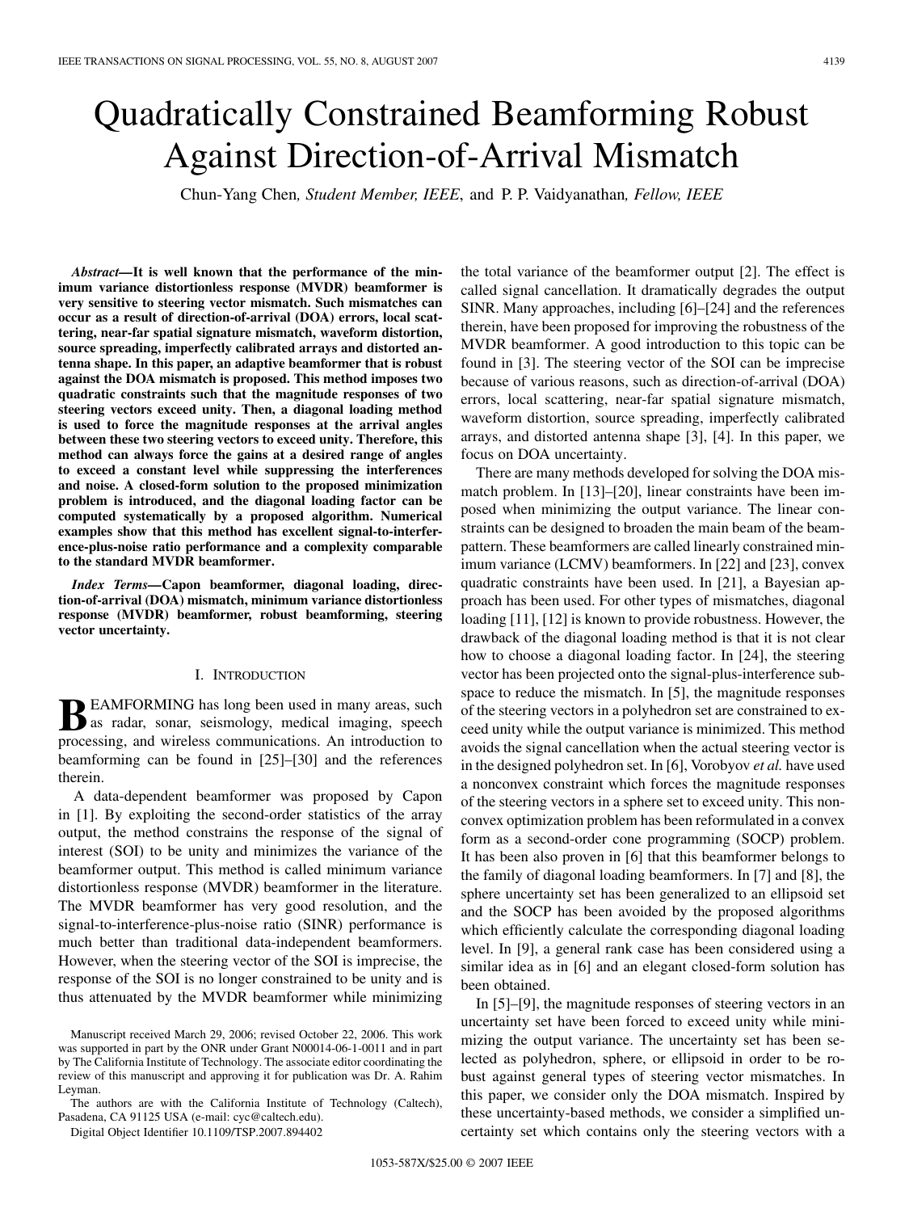# Quadratically Constrained Beamforming Robust Against Direction-of-Arrival Mismatch

Chun-Yang Chen, *Student Member, IEEE*, and P. P. Vaidyanathan, *Fellow, IEEE*

***Abstract*—It is well known that the performance of the minimum variance distortionless response (MVDR) beamformer is very sensitive to steering vector mismatch. Such mismatches can occur as a result of direction-of-arrival (DOA) errors, local scattering, near-far spatial signature mismatch, waveform distortion, source spreading, imperfectly calibrated arrays and distorted antenna shape. In this paper, an adaptive beamformer that is robust against the DOA mismatch is proposed. This method imposes two quadratic constraints such that the magnitude responses of two steering vectors exceed unity. Then, a diagonal loading method is used to force the magnitude responses at the arrival angles between these two steering vectors to exceed unity. Therefore, this method can always force the gains at a desired range of angles to exceed a constant level while suppressing the interferences and noise. A closed-form solution to the proposed minimization problem is introduced, and the diagonal loading factor can be computed systematically by a proposed algorithm. Numerical examples show that this method has excellent signal-to-interference-plus-noise ratio performance and a complexity comparable to the standard MVDR beamformer.**

***Index Terms*—Capon beamformer, diagonal loading, direction-of-arrival (DOA) mismatch, minimum variance distortionless response (MVDR) beamformer, robust beamforming, steering vector uncertainty.**

## I. INTRODUCTION

BEAMFORMING has long been used in many areas, such as radar, sonar, seismology, medical imaging, speech processing, and wireless communications. An introduction to beamforming can be found in [25]–[30] and the references therein.

A data-dependent beamformer was proposed by Capon in [1]. By exploiting the second-order statistics of the array output, the method constrains the response of the signal of interest (SOI) to be unity and minimizes the variance of the beamformer output. This method is called minimum variance distortionless response (MVDR) beamformer in the literature. The MVDR beamformer has very good resolution, and the signal-to-interference-plus-noise ratio (SINR) performance is much better than traditional data-independent beamformers. However, when the steering vector of the SOI is imprecise, the response of the SOI is no longer constrained to be unity and is thus attenuated by the MVDR beamformer while minimizing the total variance of the beamformer output [2]. The effect is called signal cancellation. It dramatically degrades the output SINR. Many approaches, including [6]–[24] and the references therein, have been proposed for improving the robustness of the MVDR beamformer. A good introduction to this topic can be found in [3]. The steering vector of the SOI can be imprecise because of various reasons, such as direction-of-arrival (DOA) errors, local scattering, near-far spatial signature mismatch, waveform distortion, source spreading, imperfectly calibrated arrays, and distorted antenna shape [3], [4]. In this paper, we focus on DOA uncertainty.

There are many methods developed for solving the DOA mismatch problem. In [13]–[20], linear constraints have been imposed when minimizing the output variance. The linear constraints can be designed to broaden the main beam of the beampattern. These beamformers are called linearly constrained minimum variance (LCMV) beamformers. In [22] and [23], convex quadratic constraints have been used. In [21], a Bayesian approach has been used. For other types of mismatches, diagonal loading [11], [12] is known to provide robustness. However, the drawback of the diagonal loading method is that it is not clear how to choose a diagonal loading factor. In [24], the steering vector has been projected onto the signal-plus-interference subspace to reduce the mismatch. In [5], the magnitude responses of the steering vectors in a polyhedron set are constrained to exceed unity while the output variance is minimized. This method avoids the signal cancellation when the actual steering vector is in the designed polyhedron set. In [6], Vorobyov *et al.* have used a nonconvex constraint which forces the magnitude responses of the steering vectors in a sphere set to exceed unity. This nonconvex optimization problem has been reformulated in a convex form as a second-order cone programming (SOCP) problem. It has been also proven in [6] that this beamformer belongs to the family of diagonal loading beamformers. In [7] and [8], the sphere uncertainty set has been generalized to an ellipsoid set and the SOCP has been avoided by the proposed algorithms which efficiently calculate the corresponding diagonal loading level. In [9], a general rank case has been considered using a similar idea as in [6] and an elegant closed-form solution has been obtained.

In [5]–[9], the magnitude responses of steering vectors in an uncertainty set have been forced to exceed unity while minimizing the output variance. The uncertainty set has been selected as polyhedron, sphere, or ellipsoid in order to be robust against general types of steering vector mismatches. In this paper, we consider only the DOA mismatch. Inspired by these uncertainty-based methods, we consider a simplified uncertainty set which contains only the steering vectors with a

Manuscript received March 29, 2006; revised October 22, 2006. This work was supported in part by the ONR under Grant N00014-06-1-0011 and in part by The California Institute of Technology. The associate editor coordinating the review of this manuscript and approving it for publication was Dr. A. Rahim Leyman.

The authors are with the California Institute of Technology (Caltech), Pasadena, CA 91125 USA (e-mail: cyc@caltech.edu).

Digital Object Identifier 10.1109/TSP.2007.894402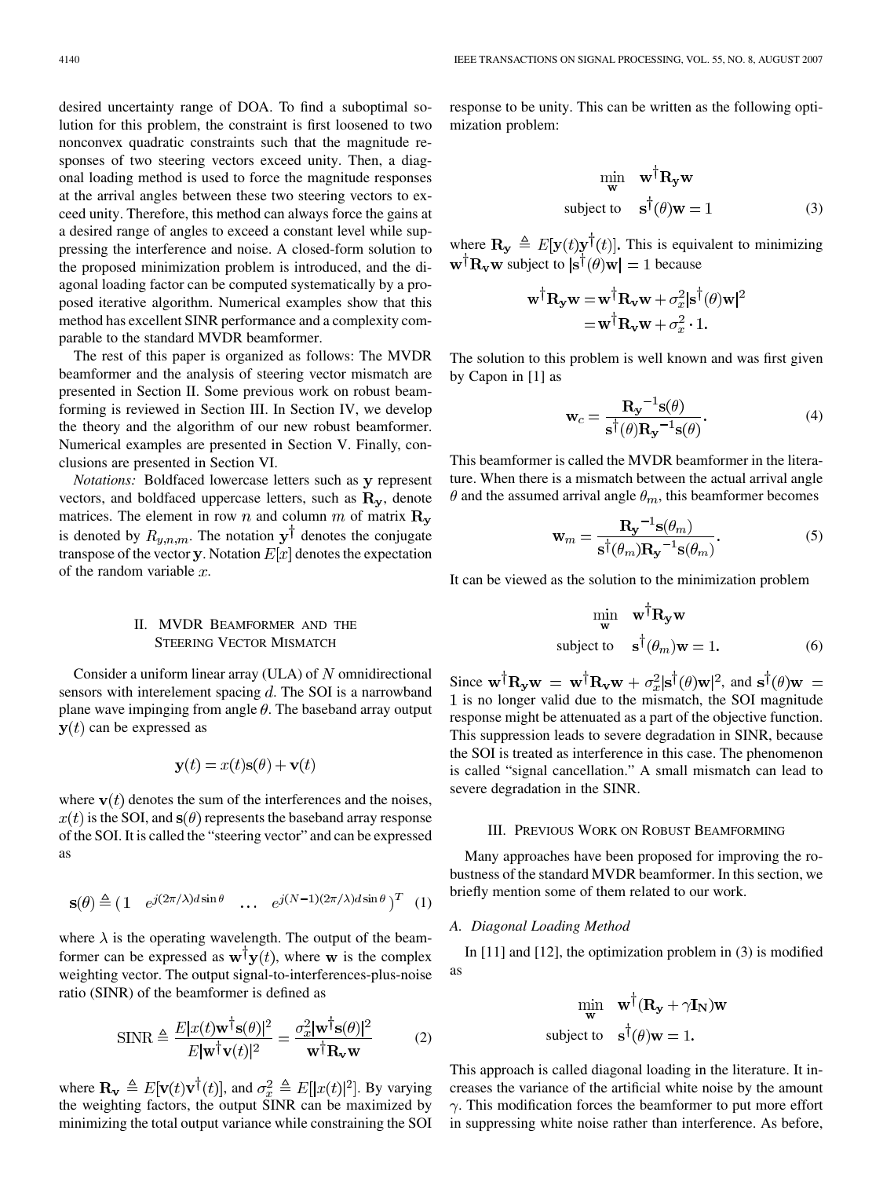desired uncertainty range of DOA. To find a suboptimal solution for this problem, the constraint is first loosened to two nonconvex quadratic constraints such that the magnitude responses of two steering vectors exceed unity. Then, a diagonal loading method is used to force the magnitude responses at the arrival angles between these two steering vectors to exceed unity. Therefore, this method can always force the gains at a desired range of angles to exceed a constant level while suppressing the interference and noise. A closed-form solution to the proposed minimization problem is introduced, and the diagonal loading factor can be computed systematically by a proposed iterative algorithm. Numerical examples show that this method has excellent SINR performance and a complexity comparable to the standard MVDR beamformer.

The rest of this paper is organized as follows: The MVDR beamformer and the analysis of steering vector mismatch are presented in Section II. Some previous work on robust beamforming is reviewed in Section III. In Section IV, we develop the theory and the algorithm of our new robust beamformer. Numerical examples are presented in Section V. Finally, conclusions are presented in Section VI.

*Notations:* Boldfaced lowercase letters such as $\mathbf{y}$ represent vectors, and boldfaced uppercase letters, such as $\mathbf{R_y}$, denote matrices. The element in row $n$ and column $m$ of matrix $\mathbf{R_y}$ is denoted by $R_{y,n,m}$. The notation $\mathbf{y}^\dagger$ denotes the conjugate transpose of the vector $\mathbf{y}$. Notation $E[x]$ denotes the expectation of the random variable $x$.

## II. MVDR Beamformer and the Steering Vector Mismatch

Consider a uniform linear array (ULA) of $N$ omnidirectional sensors with interelement spacing $d$. The SOI is a narrowband plane wave impinging from angle $\theta$. The baseband array output $\mathbf{y}(t)$ can be expressed as

$$\mathbf{y}(t) = x(t)\mathbf{s}(\theta) + \mathbf{v}(t)$$

where $\mathbf{v}(t)$ denotes the sum of the interferences and the noises, $x(t)$ is the SOI, and $\mathbf{s}(\theta)$ represents the baseband array response of the SOI. It is called the "steering vector" and can be expressed as

$$\mathbf{s}(\theta) \triangleq \begin{pmatrix} 1 & e^{j(2\pi/\lambda)d\sin\theta} & \cdots & e^{j(N-1)(2\pi/\lambda)d\sin\theta} \end{pmatrix}^T \quad (1)$$

where $\lambda$ is the operating wavelength. The output of the beamformer can be expressed as $\mathbf{w}^\dagger\mathbf{y}(t)$, where $\mathbf{w}$ is the complex weighting vector. The output signal-to-interferences-plus-noise ratio (SINR) of the beamformer is defined as

$$\mathrm{SINR} \triangleq \frac{E|x(t)\mathbf{w}^\dagger\mathbf{s}(\theta)|^2}{E|\mathbf{w}^\dagger\mathbf{v}(t)|^2} = \frac{\sigma_x^2|\mathbf{w}^\dagger\mathbf{s}(\theta)|^2}{\mathbf{w}^\dagger\mathbf{R_v}\mathbf{w}} \quad (2)$$

where $\mathbf{R_v} \triangleq E[\mathbf{v}(t)\mathbf{v}^\dagger(t)]$, and $\sigma_x^2 \triangleq E[|x(t)|^2]$. By varying the weighting factors, the output SINR can be maximized by minimizing the total output variance while constraining the SOI response to be unity. This can be written as the following optimization problem:

$$\begin{aligned} \min_{\mathbf{w}} \quad & \mathbf{w}^\dagger\mathbf{R_y}\mathbf{w} \\ \text{subject to} \quad & \mathbf{s}^\dagger(\theta)\mathbf{w} = 1 \end{aligned} \quad (3)$$

where $\mathbf{R_y} \triangleq E[\mathbf{y}(t)\mathbf{y}^\dagger(t)]$. This is equivalent to minimizing $\mathbf{w}^\dagger\mathbf{R_v}\mathbf{w}$ subject to $|\mathbf{s}^\dagger(\theta)\mathbf{w}| = 1$ because

$$\begin{aligned} \mathbf{w}^\dagger\mathbf{R_y}\mathbf{w} &= \mathbf{w}^\dagger\mathbf{R_v}\mathbf{w} + \sigma_x^2|\mathbf{s}^\dagger(\theta)\mathbf{w}|^2 \\ &= \mathbf{w}^\dagger\mathbf{R_v}\mathbf{w} + \sigma_x^2 \cdot 1. \end{aligned}$$

The solution to this problem is well known and was first given by Capon in [1] as

$$\mathbf{w}_c = \frac{\mathbf{R_y}^{-1}\mathbf{s}(\theta)}{\mathbf{s}^\dagger(\theta)\mathbf{R_y}^{-1}\mathbf{s}(\theta)}. \quad (4)$$

This beamformer is called the MVDR beamformer in the literature. When there is a mismatch between the actual arrival angle $\theta$ and the assumed arrival angle $\theta_m$, this beamformer becomes

$$\mathbf{w}_m = \frac{\mathbf{R_y}^{-1}\mathbf{s}(\theta_m)}{\mathbf{s}^\dagger(\theta_m)\mathbf{R_y}^{-1}\mathbf{s}(\theta_m)}. \quad (5)$$

It can be viewed as the solution to the minimization problem

$$\begin{aligned} \min_{\mathbf{w}} \quad & \mathbf{w}^\dagger\mathbf{R_y}\mathbf{w} \\ \text{subject to} \quad & \mathbf{s}^\dagger(\theta_m)\mathbf{w} = 1. \end{aligned} \quad (6)$$

Since $\mathbf{w}^\dagger\mathbf{R_y}\mathbf{w} = \mathbf{w}^\dagger\mathbf{R_v}\mathbf{w} + \sigma_x^2|\mathbf{s}^\dagger(\theta)\mathbf{w}|^2$, and $\mathbf{s}^\dagger(\theta)\mathbf{w} = 1$ is no longer valid due to the mismatch, the SOI magnitude response might be attenuated as a part of the objective function. This suppression leads to severe degradation in SINR, because the SOI is treated as interference in this case. The phenomenon is called "signal cancellation." A small mismatch can lead to severe degradation in the SINR.

## III. Previous Work on Robust Beamforming

Many approaches have been proposed for improving the robustness of the standard MVDR beamformer. In this section, we briefly mention some of them related to our work.

### A. Diagonal Loading Method

In [11] and [12], the optimization problem in (3) is modified as

$$\begin{aligned} \min_{\mathbf{w}} \quad & \mathbf{w}^\dagger(\mathbf{R_y} + \gamma\mathbf{I_N})\mathbf{w} \\ \text{subject to} \quad & \mathbf{s}^\dagger(\theta)\mathbf{w} = 1. \end{aligned}$$

This approach is called diagonal loading in the literature. It increases the variance of the artificial white noise by the amount $\gamma$. This modification forces the beamformer to put more effort in suppressing white noise rather than interference. As before,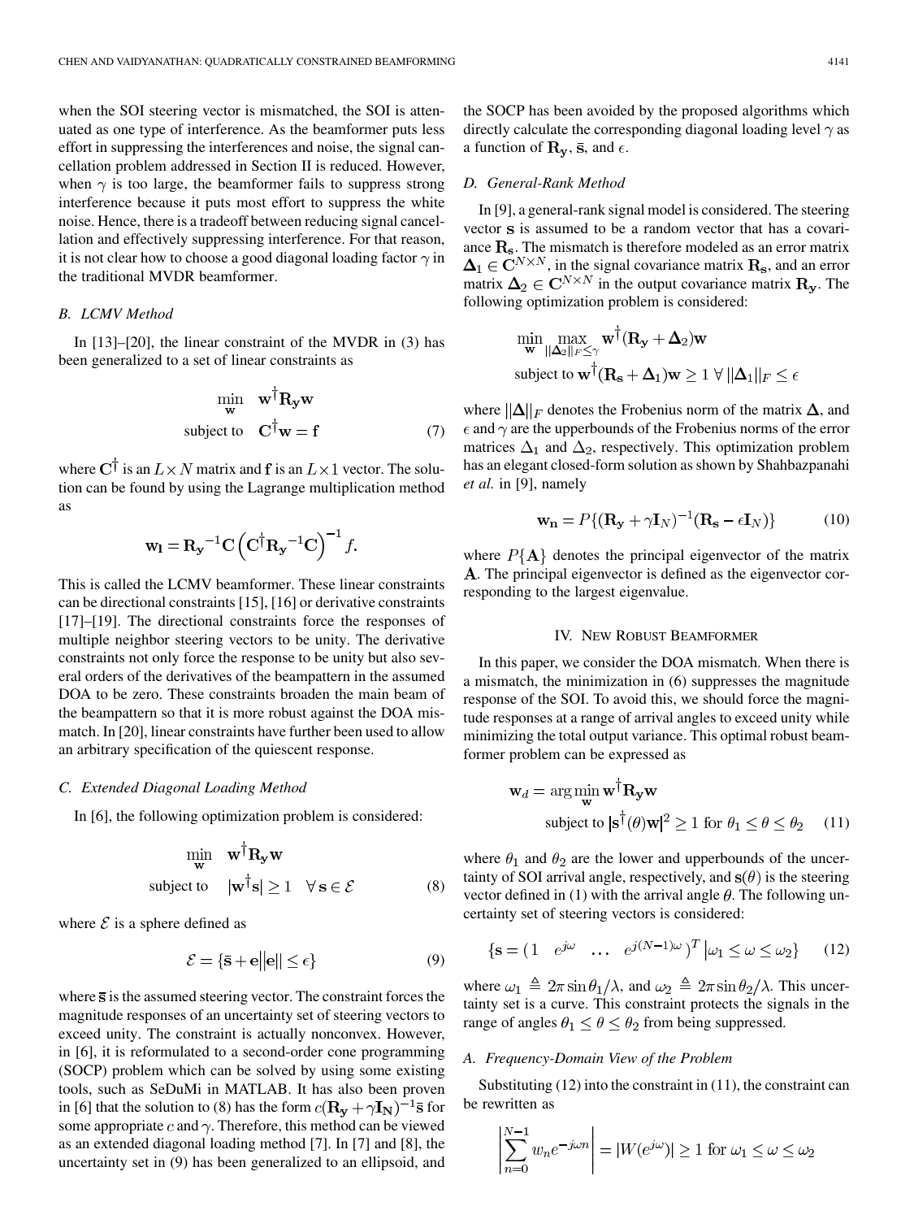when the SOI steering vector is mismatched, the SOI is attenuated as one type of interference. As the beamformer puts less effort in suppressing the interferences and noise, the signal cancellation problem addressed in Section II is reduced. However, when $\gamma$ is too large, the beamformer fails to suppress strong interference because it puts most effort to suppress the white noise. Hence, there is a tradeoff between reducing signal cancellation and effectively suppressing interference. For that reason, it is not clear how to choose a good diagonal loading factor $\gamma$ in the traditional MVDR beamformer.

### B. LCMV Method

In [13]–[20], the linear constraint of the MVDR in (3) has been generalized to a set of linear constraints as

$$\begin{aligned} \min_{\mathbf{w}} \quad & \mathbf{w}^{\dagger}\mathbf{R_y}\mathbf{w} \\ \text{subject to} \quad & \mathbf{C}^{\dagger}\mathbf{w} = \mathbf{f} \end{aligned} \tag{7}$$

where $\mathbf{C}^{\dagger}$ is an $L \times N$ matrix and $\mathbf{f}$ is an $L \times 1$ vector. The solution can be found by using the Lagrange multiplication method as

$$\mathbf{w_l} = \mathbf{R_y}^{-1}\mathbf{C}\left(\mathbf{C}^{\dagger}\mathbf{R_y}^{-1}\mathbf{C}\right)^{-1} f.$$

This is called the LCMV beamformer. These linear constraints can be directional constraints [15], [16] or derivative constraints [17]–[19]. The directional constraints force the responses of multiple neighbor steering vectors to be unity. The derivative constraints not only force the response to be unity but also several orders of the derivatives of the beampattern in the assumed DOA to be zero. These constraints broaden the main beam of the beampattern so that it is more robust against the DOA mismatch. In [20], linear constraints have further been used to allow an arbitrary specification of the quiescent response.

### C. Extended Diagonal Loading Method

In [6], the following optimization problem is considered:

$$\begin{aligned} \min_{\mathbf{w}} \quad & \mathbf{w}^{\dagger}\mathbf{R_y}\mathbf{w} \\ \text{subject to} \quad & |\mathbf{w}^{\dagger}\mathbf{s}| \geq 1 \quad \forall\, \mathbf{s} \in \mathcal{E} \end{aligned} \tag{8}$$

where $\mathcal{E}$ is a sphere defined as

$$\mathcal{E} = \{\bar{\mathbf{s}} + \mathbf{e} \,\big|\, \|\mathbf{e}\| \leq \epsilon\} \tag{9}$$

where $\bar{\mathbf{s}}$ is the assumed steering vector. The constraint forces the magnitude responses of an uncertainty set of steering vectors to exceed unity. The constraint is actually nonconvex. However, in [6], it is reformulated to a second-order cone programming (SOCP) problem which can be solved by using some existing tools, such as SeDuMi in MATLAB. It has also been proven in [6] that the solution to (8) has the form $c(\mathbf{R_y} + \gamma\mathbf{I_N})^{-1}\bar{\mathbf{s}}$ for some appropriate $c$ and $\gamma$. Therefore, this method can be viewed as an extended diagonal loading method [7]. In [7] and [8], the uncertainty set in (9) has been generalized to an ellipsoid, and the SOCP has been avoided by the proposed algorithms which directly calculate the corresponding diagonal loading level $\gamma$ as a function of $\mathbf{R_y}$, $\bar{\mathbf{s}}$, and $\epsilon$.

### D. General-Rank Method

In [9], a general-rank signal model is considered. The steering vector $\mathbf{s}$ is assumed to be a random vector that has a covariance $\mathbf{R_s}$. The mismatch is therefore modeled as an error matrix $\mathbf{\Delta}_1 \in \mathbf{C}^{N \times N}$, in the signal covariance matrix $\mathbf{R_s}$, and an error matrix $\mathbf{\Delta}_2 \in \mathbf{C}^{N \times N}$ in the output covariance matrix $\mathbf{R_y}$. The following optimization problem is considered:

$$\begin{aligned} &\min_{\mathbf{w}} \max_{\|\mathbf{\Delta}_2\|_F \leq \gamma} \mathbf{w}^{\dagger}(\mathbf{R_y} + \mathbf{\Delta}_2)\mathbf{w} \\ &\text{subject to } \mathbf{w}^{\dagger}(\mathbf{R_s} + \mathbf{\Delta}_1)\mathbf{w} \geq 1 \;\forall\, \|\mathbf{\Delta}_1\|_F \leq \epsilon \end{aligned}$$

where $\|\mathbf{\Delta}\|_F$ denotes the Frobenius norm of the matrix $\mathbf{\Delta}$, and $\epsilon$ and $\gamma$ are the upperbounds of the Frobenius norms of the error matrices $\Delta_1$ and $\Delta_2$, respectively. This optimization problem has an elegant closed-form solution as shown by Shahbazpanahi *et al.* in [9], namely

$$\mathbf{w_n} = P\{(\mathbf{R_y} + \gamma\mathbf{I}_N)^{-1}(\mathbf{R_s} - \epsilon\mathbf{I}_N)\} \tag{10}$$

where $P\{\mathbf{A}\}$ denotes the principal eigenvector of the matrix $\mathbf{A}$. The principal eigenvector is defined as the eigenvector corresponding to the largest eigenvalue.

## IV. New Robust Beamformer

In this paper, we consider the DOA mismatch. When there is a mismatch, the minimization in (6) suppresses the magnitude response of the SOI. To avoid this, we should force the magnitude responses at a range of arrival angles to exceed unity while minimizing the total output variance. This optimal robust beamformer problem can be expressed as

$$\begin{aligned} \mathbf{w}_d = &\arg\min_{\mathbf{w}} \mathbf{w}^{\dagger}\mathbf{R_y}\mathbf{w} \\ &\text{subject to } |\mathbf{s}^{\dagger}(\theta)\mathbf{w}|^2 \geq 1 \text{ for } \theta_1 \leq \theta \leq \theta_2 \end{aligned} \tag{11}$$

where $\theta_1$ and $\theta_2$ are the lower and upperbounds of the uncertainty of SOI arrival angle, respectively, and $\mathbf{s}(\theta)$ is the steering vector defined in (1) with the arrival angle $\theta$. The following uncertainty set of steering vectors is considered:

$$\{\mathbf{s} = (1 \quad e^{j\omega} \quad \ldots \quad e^{j(N-1)\omega})^T \,\big|\, \omega_1 \leq \omega \leq \omega_2\} \tag{12}$$

where $\omega_1 \triangleq 2\pi \sin\theta_1/\lambda$, and $\omega_2 \triangleq 2\pi \sin\theta_2/\lambda$. This uncertainty set is a curve. This constraint protects the signals in the range of angles $\theta_1 \leq \theta \leq \theta_2$ from being suppressed.

### A. Frequency-Domain View of the Problem

Substituting (12) into the constraint in (11), the constraint can be rewritten as

$$\left|\sum_{n=0}^{N-1} w_n e^{-j\omega n}\right| = |W(e^{j\omega})| \geq 1 \text{ for } \omega_1 \leq \omega \leq \omega_2$$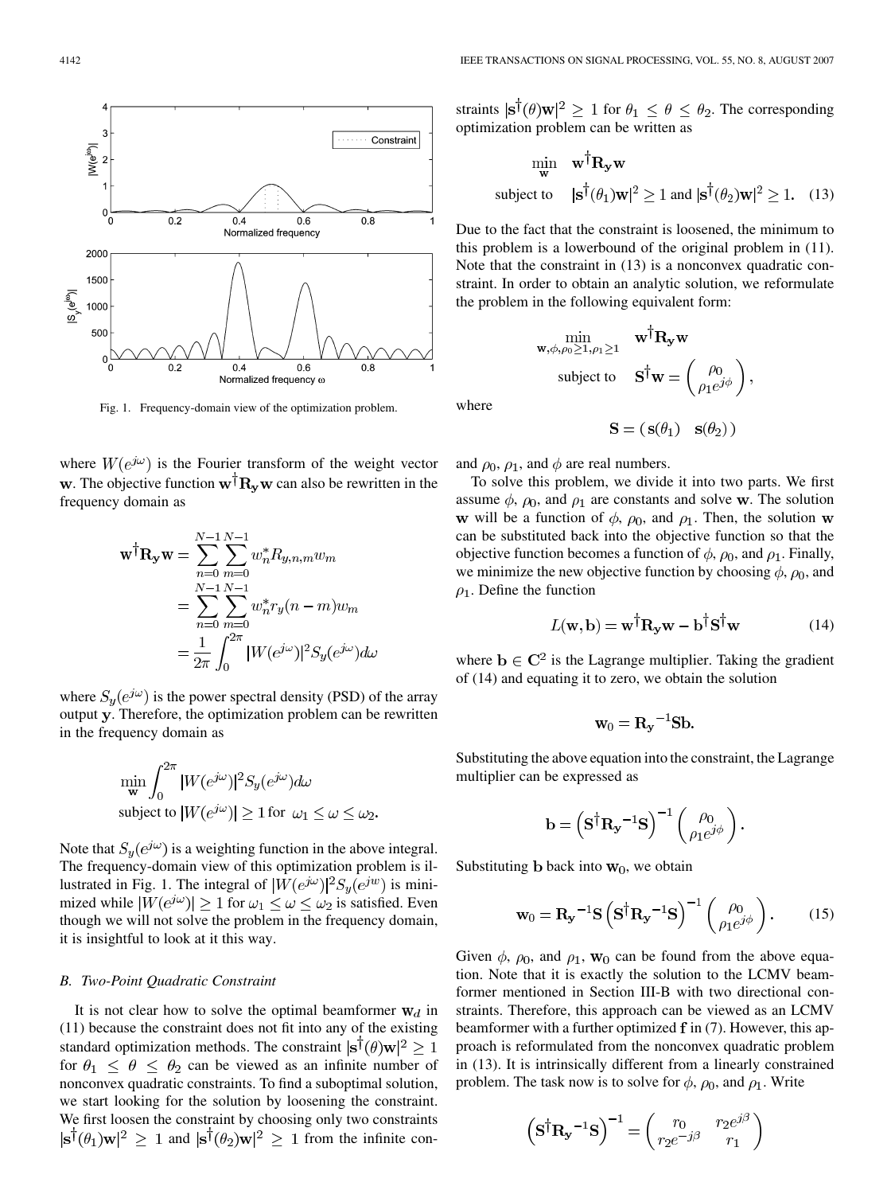Fig. 1. Frequency-domain view of the optimization problem.

where $W(e^{j\omega})$ is the Fourier transform of the weight vector $\mathbf{w}$. The objective function $\mathbf{w}^\dagger \mathbf{R_y} \mathbf{w}$ can also be rewritten in the frequency domain as

$$\begin{aligned}
\mathbf{w}^\dagger \mathbf{R_y} \mathbf{w} &= \sum_{n=0}^{N-1}\sum_{m=0}^{N-1} w_n^* R_{y,n,m} w_m \\
&= \sum_{n=0}^{N-1}\sum_{m=0}^{N-1} w_n^* r_y(n-m) w_m \\
&= \frac{1}{2\pi}\int_0^{2\pi} |W(e^{j\omega})|^2 S_y(e^{j\omega}) d\omega
\end{aligned}$$

where $S_y(e^{j\omega})$ is the power spectral density (PSD) of the array output $\mathbf{y}$. Therefore, the optimization problem can be rewritten in the frequency domain as

$$\min_{\mathbf{w}} \int_0^{2\pi} |W(e^{j\omega})|^2 S_y(e^{j\omega}) d\omega$$
$$\text{subject to } |W(e^{j\omega})| \geq 1 \text{ for } \omega_1 \leq \omega \leq \omega_2.$$

Note that $S_y(e^{j\omega})$ is a weighting function in the above integral. The frequency-domain view of this optimization problem is illustrated in Fig. 1. The integral of $|W(e^{j\omega})|^2 S_y(e^{jw})$ is minimized while $|W(e^{j\omega})| \geq 1$ for $\omega_1 \leq \omega \leq \omega_2$ is satisfied. Even though we will not solve the problem in the frequency domain, it is insightful to look at it this way.

### B. Two-Point Quadratic Constraint

It is not clear how to solve the optimal beamformer $\mathbf{w}_d$ in (11) because the constraint does not fit into any of the existing standard optimization methods. The constraint $|\mathbf{s}^\dagger(\theta)\mathbf{w}|^2 \geq 1$ for $\theta_1 \leq \theta \leq \theta_2$ can be viewed as an infinite number of nonconvex quadratic constraints. To find a suboptimal solution, we start looking for the solution by loosening the constraint. We first loosen the constraint by choosing only two constraints $|\mathbf{s}^\dagger(\theta_1)\mathbf{w}|^2 \geq 1$ and $|\mathbf{s}^\dagger(\theta_2)\mathbf{w}|^2 \geq 1$ from the infinite constraints $|\mathbf{s}^\dagger(\theta)\mathbf{w}|^2 \geq 1$ for $\theta_1 \leq \theta \leq \theta_2$. The corresponding optimization problem can be written as

$$\begin{aligned}
&\min_{\mathbf{w}} \quad \mathbf{w}^\dagger \mathbf{R_y} \mathbf{w} \\
&\text{subject to} \quad |\mathbf{s}^\dagger(\theta_1)\mathbf{w}|^2 \geq 1 \text{ and } |\mathbf{s}^\dagger(\theta_2)\mathbf{w}|^2 \geq 1.
\end{aligned} \tag{13}$$

Due to the fact that the constraint is loosened, the minimum to this problem is a lowerbound of the original problem in (11). Note that the constraint in (13) is a nonconvex quadratic constraint. In order to obtain an analytic solution, we reformulate the problem in the following equivalent form:

$$\begin{aligned}
&\min_{\mathbf{w},\phi,\rho_0\geq 1,\rho_1\geq 1} \quad \mathbf{w}^\dagger \mathbf{R_y} \mathbf{w} \\
&\text{subject to} \quad \mathbf{S}^\dagger \mathbf{w} = \begin{pmatrix} \rho_0 \\ \rho_1 e^{j\phi} \end{pmatrix},
\end{aligned}$$

where

$$\mathbf{S} = (\, \mathbf{s}(\theta_1) \quad \mathbf{s}(\theta_2) \,)$$

and $\rho_0$, $\rho_1$, and $\phi$ are real numbers.

To solve this problem, we divide it into two parts. We first assume $\phi$, $\rho_0$, and $\rho_1$ are constants and solve $\mathbf{w}$. The solution $\mathbf{w}$ will be a function of $\phi$, $\rho_0$, and $\rho_1$. Then, the solution $\mathbf{w}$ can be substituted back into the objective function so that the objective function becomes a function of $\phi$, $\rho_0$, and $\rho_1$. Finally, we minimize the new objective function by choosing $\phi$, $\rho_0$, and $\rho_1$. Define the function

$$L(\mathbf{w}, \mathbf{b}) = \mathbf{w}^\dagger \mathbf{R_y} \mathbf{w} - \mathbf{b}^\dagger \mathbf{S}^\dagger \mathbf{w} \tag{14}$$

where $\mathbf{b} \in \mathbf{C}^2$ is the Lagrange multiplier. Taking the gradient of (14) and equating it to zero, we obtain the solution

$$\mathbf{w}_0 = \mathbf{R_y}^{-1}\mathbf{S}\mathbf{b}.$$

Substituting the above equation into the constraint, the Lagrange multiplier can be expressed as

$$\mathbf{b} = \left(\mathbf{S}^\dagger \mathbf{R_y}^{-1} \mathbf{S}\right)^{-1} \begin{pmatrix} \rho_0 \\ \rho_1 e^{j\phi} \end{pmatrix}.$$

Substituting $\mathbf{b}$ back into $\mathbf{w}_0$, we obtain

$$\mathbf{w}_0 = \mathbf{R_y}^{-1}\mathbf{S}\left(\mathbf{S}^\dagger \mathbf{R_y}^{-1} \mathbf{S}\right)^{-1} \begin{pmatrix} \rho_0 \\ \rho_1 e^{j\phi} \end{pmatrix}. \tag{15}$$

Given $\phi$, $\rho_0$, and $\rho_1$, $\mathbf{w}_0$ can be found from the above equation. Note that it is exactly the solution to the LCMV beamformer mentioned in Section III-B with two directional constraints. Therefore, this approach can be viewed as an LCMV beamformer with a further optimized $\mathbf{f}$ in (7). However, this approach is reformulated from the nonconvex quadratic problem in (13). It is intrinsically different from a linearly constrained problem. The task now is to solve for $\phi$, $\rho_0$, and $\rho_1$. Write

$$\left(\mathbf{S}^\dagger \mathbf{R_y}^{-1} \mathbf{S}\right)^{-1} = \begin{pmatrix} r_0 & r_2 e^{j\beta} \\ r_2 e^{-j\beta} & r_1 \end{pmatrix}$$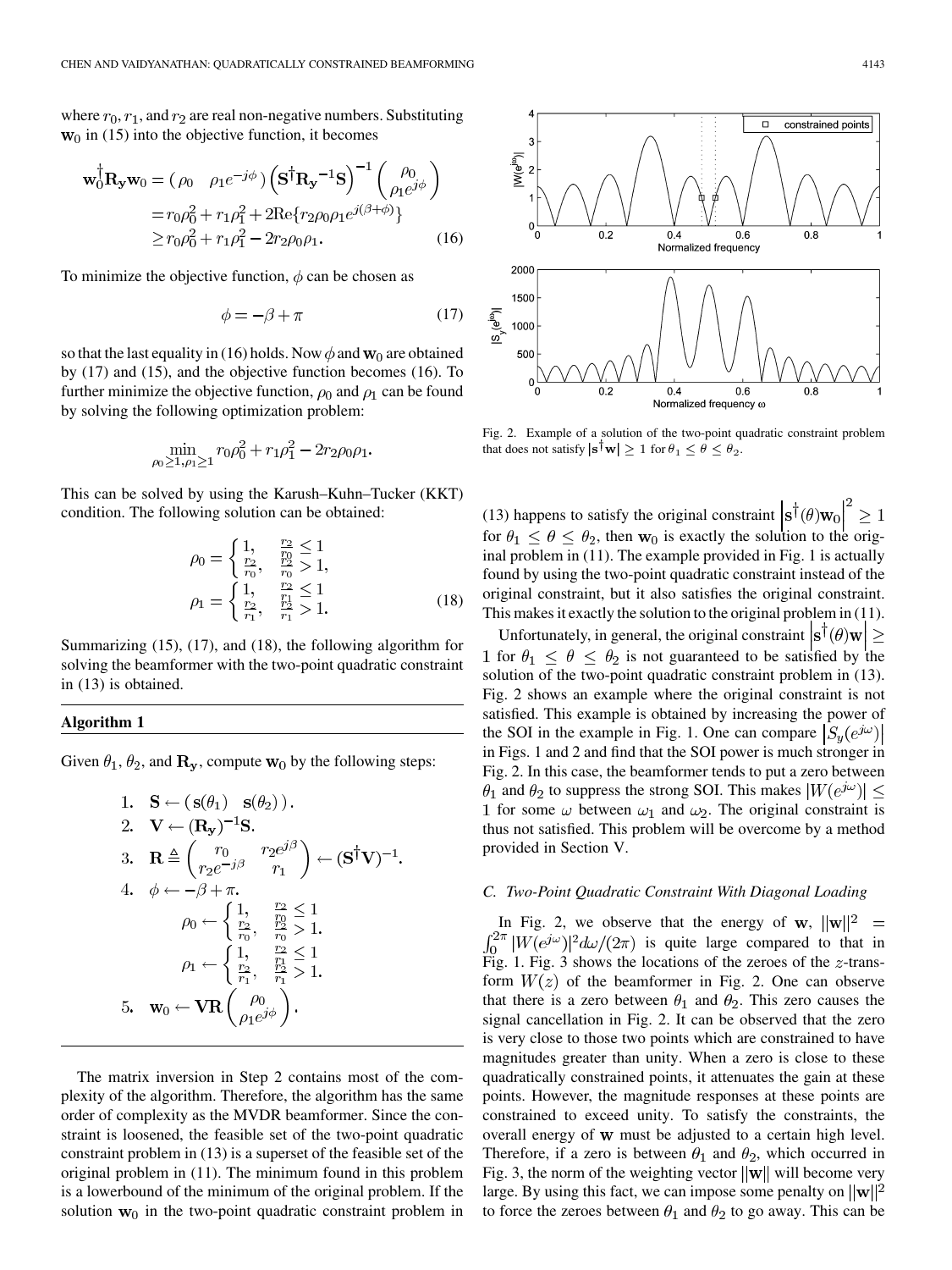where $r_0, r_1$, and $r_2$ are real non-negative numbers. Substituting $\mathbf{w}_0$ in (15) into the objective function, it becomes

$$\begin{aligned}\mathbf{w}_0^\dagger \mathbf{R_y} \mathbf{w}_0 &= (\rho_0 \quad \rho_1 e^{-j\phi}) \left(\mathbf{S}^\dagger \mathbf{R_y}^{-1} \mathbf{S}\right)^{-1} \begin{pmatrix} \rho_0 \\ \rho_1 e^{j\phi} \end{pmatrix} \\ &= r_0 \rho_0^2 + r_1 \rho_1^2 + 2\mathrm{Re}\{r_2 \rho_0 \rho_1 e^{j(\beta+\phi)}\} \\ &\geq r_0 \rho_0^2 + r_1 \rho_1^2 - 2 r_2 \rho_0 \rho_1. \end{aligned} \tag{16}$$

To minimize the objective function, $\phi$ can be chosen as

$$\phi = -\beta + \pi \tag{17}$$

so that the last equality in (16) holds. Now $\phi$ and $\mathbf{w}_0$ are obtained by (17) and (15), and the objective function becomes (16). To further minimize the objective function, $\rho_0$ and $\rho_1$ can be found by solving the following optimization problem:

$$\min_{\rho_0 \geq 1, \rho_1 \geq 1} r_0 \rho_0^2 + r_1 \rho_1^2 - 2 r_2 \rho_0 \rho_1.$$

This can be solved by using the Karush–Kuhn–Tucker (KKT) condition. The following solution can be obtained:

$$\begin{aligned} \rho_0 &= \begin{cases} 1, & \frac{r_2}{r_0} \leq 1 \\ \frac{r_2}{r_0}, & \frac{r_2}{r_0} > 1, \end{cases} \\ \rho_1 &= \begin{cases} 1, & \frac{r_2}{r_1} \leq 1 \\ \frac{r_2}{r_1}, & \frac{r_2}{r_1} > 1. \end{cases} \end{aligned} \tag{18}$$

Summarizing (15), (17), and (18), the following algorithm for solving the beamformer with the two-point quadratic constraint in (13) is obtained.

**Algorithm 1**

Given $\theta_1$, $\theta_2$, and $\mathbf{R_y}$, compute $\mathbf{w}_0$ by the following steps:

1. $\mathbf{S} \leftarrow (\mathbf{s}(\theta_1) \quad \mathbf{s}(\theta_2))$.
2. $\mathbf{V} \leftarrow (\mathbf{R_y})^{-1} \mathbf{S}$.
3. $\mathbf{R} \triangleq \begin{pmatrix} r_0 & r_2 e^{j\beta} \\ r_2 e^{-j\beta} & r_1 \end{pmatrix} \leftarrow (\mathbf{S}^\dagger \mathbf{V})^{-1}$.
4. $\phi \leftarrow -\beta + \pi$.
   $\rho_0 \leftarrow \begin{cases} 1, & \frac{r_2}{r_0} \leq 1 \\ \frac{r_2}{r_0}, & \frac{r_2}{r_0} > 1. \end{cases}$
   $\rho_1 \leftarrow \begin{cases} 1, & \frac{r_2}{r_1} \leq 1 \\ \frac{r_2}{r_1}, & \frac{r_2}{r_1} > 1. \end{cases}$
5. $\mathbf{w}_0 \leftarrow \mathbf{V}\mathbf{R} \begin{pmatrix} \rho_0 \\ \rho_1 e^{j\phi} \end{pmatrix}$.

The matrix inversion in Step 2 contains most of the complexity of the algorithm. Therefore, the algorithm has the same order of complexity as the MVDR beamformer. Since the constraint is loosened, the feasible set of the two-point quadratic constraint problem in (13) is a superset of the feasible set of the original problem in (11). The minimum found in this problem is a lowerbound of the minimum of the original problem. If the solution $\mathbf{w}_0$ in the two-point quadratic constraint problem in (13) happens to satisfy the original constraint $\left|\mathbf{s}^\dagger(\theta)\mathbf{w}_0\right|^2 \geq 1$ for $\theta_1 \leq \theta \leq \theta_2$, then $\mathbf{w}_0$ is exactly the solution to the original problem in (11). The example provided in Fig. 1 is actually found by using the two-point quadratic constraint instead of the original constraint, but it also satisfies the original constraint. This makes it exactly the solution to the original problem in (11).

Unfortunately, in general, the original constraint $\left|\mathbf{s}^\dagger(\theta)\mathbf{w}\right| \geq 1$ for $\theta_1 \leq \theta \leq \theta_2$ is not guaranteed to be satisfied by the solution of the two-point quadratic constraint problem in (13). Fig. 2 shows an example where the original constraint is not satisfied. This example is obtained by increasing the power of the SOI in the example in Fig. 1. One can compare $\left|S_y(e^{j\omega})\right|$ in Figs. 1 and 2 and find that the SOI power is much stronger in Fig. 2. In this case, the beamformer tends to put a zero between $\theta_1$ and $\theta_2$ to suppress the strong SOI. This makes $\left|W(e^{j\omega})\right| \leq 1$ for some $\omega$ between $\omega_1$ and $\omega_2$. The original constraint is thus not satisfied. This problem will be overcome by a method provided in Section V.

Fig. 2. Example of a solution of the two-point quadratic constraint problem that does not satisfy $|\mathbf{s}^\dagger \mathbf{w}| \geq 1$ for $\theta_1 \leq \theta \leq \theta_2$.

### C. Two-Point Quadratic Constraint With Diagonal Loading

In Fig. 2, we observe that the energy of $\mathbf{w}$, $\|\mathbf{w}\|^2 = \int_0^{2\pi} |W(e^{j\omega})|^2 d\omega/(2\pi)$ is quite large compared to that in Fig. 1. Fig. 3 shows the locations of the zeroes of the $z$-transform $W(z)$ of the beamformer in Fig. 2. One can observe that there is a zero between $\theta_1$ and $\theta_2$. This zero causes the signal cancellation in Fig. 2. It can be observed that the zero is very close to those two points which are constrained to have magnitudes greater than unity. When a zero is close to these quadratically constrained points, it attenuates the gain at these points. However, the magnitude responses at these points are constrained to exceed unity. To satisfy the constraints, the overall energy of $\mathbf{w}$ must be adjusted to a certain high level. Therefore, if a zero is between $\theta_1$ and $\theta_2$, which occurred in Fig. 3, the norm of the weighting vector $\|\mathbf{w}\|$ will become very large. By using this fact, we can impose some penalty on $\|\mathbf{w}\|^2$ to force the zeroes between $\theta_1$ and $\theta_2$ to go away. This can be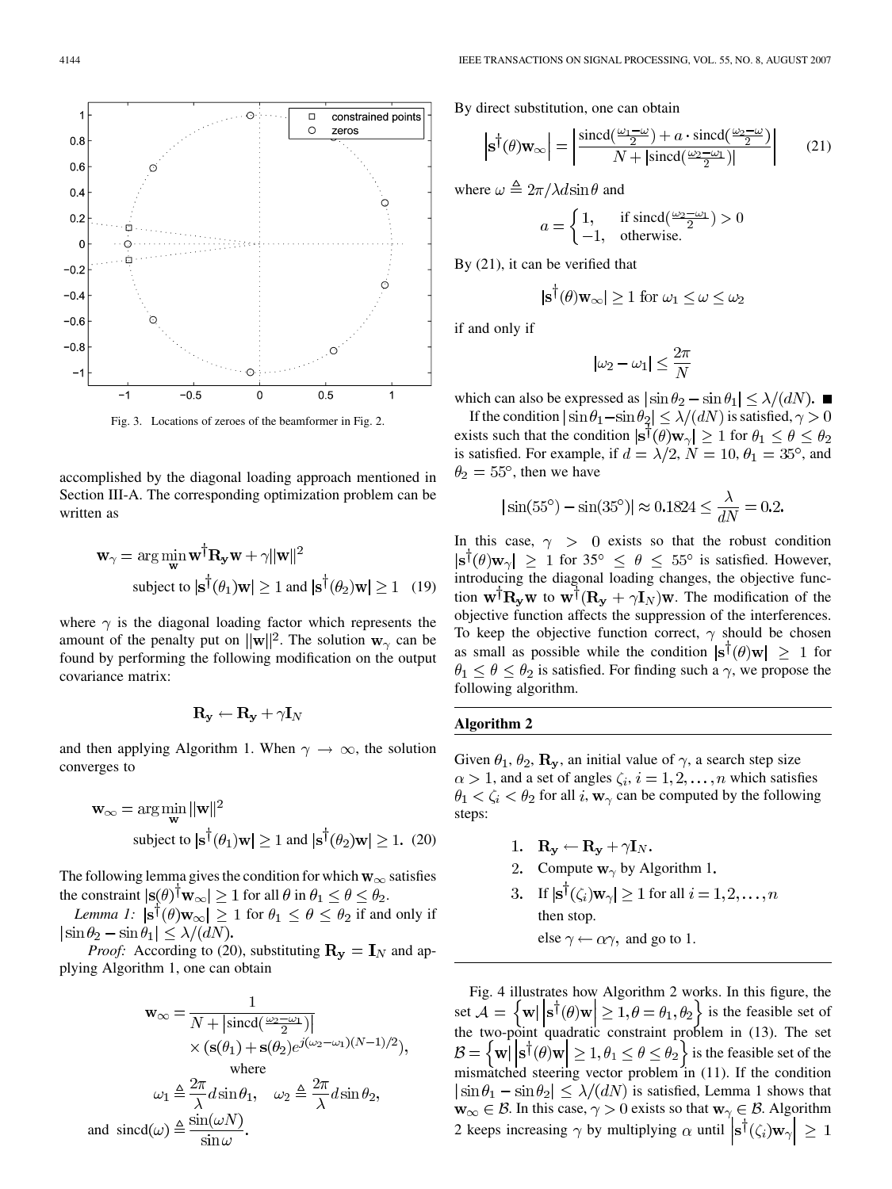Fig. 3. Locations of zeroes of the beamformer in Fig. 2.

accomplished by the diagonal loading approach mentioned in Section III-A. The corresponding optimization problem can be written as

$$\mathbf{w}_\gamma = \arg\min_{\mathbf{w}} \mathbf{w}^\dagger \mathbf{R_y} \mathbf{w} + \gamma \|\mathbf{w}\|^2 \quad \text{subject to } |\mathbf{s}^\dagger(\theta_1)\mathbf{w}| \geq 1 \text{ and } |\mathbf{s}^\dagger(\theta_2)\mathbf{w}| \geq 1 \quad (19)$$

where $\gamma$ is the diagonal loading factor which represents the amount of the penalty put on $\|\mathbf{w}\|^2$. The solution $\mathbf{w}_\gamma$ can be found by performing the following modification on the output covariance matrix:

$$\mathbf{R_y} \leftarrow \mathbf{R_y} + \gamma \mathbf{I}_N$$

and then applying Algorithm 1. When $\gamma \to \infty$, the solution converges to

$$\mathbf{w}_\infty = \arg\min_{\mathbf{w}} \|\mathbf{w}\|^2 \quad \text{subject to } |\mathbf{s}^\dagger(\theta_1)\mathbf{w}| \geq 1 \text{ and } |\mathbf{s}^\dagger(\theta_2)\mathbf{w}| \geq 1. \quad (20)$$

The following lemma gives the condition for which $\mathbf{w}_\infty$ satisfies the constraint $|\mathbf{s}(\theta)^\dagger \mathbf{w}_\infty| \geq 1$ for all $\theta$ in $\theta_1 \leq \theta \leq \theta_2$.

*Lemma 1:* $|\mathbf{s}^\dagger(\theta)\mathbf{w}_\infty| \geq 1$ for $\theta_1 \leq \theta \leq \theta_2$ if and only if $|\sin\theta_2 - \sin\theta_1| \leq \lambda/(dN)$.

*Proof:* According to (20), substituting $\mathbf{R_y} = \mathbf{I}_N$ and applying Algorithm 1, one can obtain

$$\mathbf{w}_\infty = \frac{1}{N + \left|\text{sincd}\left(\frac{\omega_2 - \omega_1}{2}\right)\right|} \times \left(\mathbf{s}(\theta_1) + \mathbf{s}(\theta_2) e^{j(\omega_2 - \omega_1)(N-1)/2}\right),$$

where

$$\omega_1 \triangleq \frac{2\pi}{\lambda} d \sin\theta_1, \quad \omega_2 \triangleq \frac{2\pi}{\lambda} d \sin\theta_2,$$

and $\text{sincd}(\omega) \triangleq \dfrac{\sin(\omega N)}{\sin\omega}$.

By direct substitution, one can obtain

$$\left|\mathbf{s}^\dagger(\theta)\mathbf{w}_\infty\right| = \left|\frac{\text{sincd}\left(\frac{\omega_1 - \omega}{2}\right) + a \cdot \text{sincd}\left(\frac{\omega_2 - \omega}{2}\right)}{N + \left|\text{sincd}\left(\frac{\omega_2 - \omega_1}{2}\right)\right|}\right| \quad (21)$$

where $\omega \triangleq 2\pi/\lambda d \sin\theta$ and

$$a = \begin{cases} 1, & \text{if } \text{sincd}\left(\frac{\omega_2 - \omega_1}{2}\right) > 0 \\ -1, & \text{otherwise.} \end{cases}$$

By (21), it can be verified that

$$|\mathbf{s}^\dagger(\theta)\mathbf{w}_\infty| \geq 1 \text{ for } \omega_1 \leq \omega \leq \omega_2$$

if and only if

$$|\omega_2 - \omega_1| \leq \frac{2\pi}{N}$$

which can also be expressed as $|\sin\theta_2 - \sin\theta_1| \leq \lambda/(dN)$. ∎

If the condition $|\sin\theta_1 - \sin\theta_2| \leq \lambda/(dN)$ is satisfied, $\gamma > 0$ exists such that the condition $|\mathbf{s}^\dagger(\theta)\mathbf{w}_\gamma| \geq 1$ for $\theta_1 \leq \theta \leq \theta_2$ is satisfied. For example, if $d = \lambda/2$, $N = 10$, $\theta_1 = 35^\circ$, and $\theta_2 = 55^\circ$, then we have

$$|\sin(55^\circ) - \sin(35^\circ)| \approx 0.1824 \leq \frac{\lambda}{dN} = 0.2.$$

In this case, $\gamma > 0$ exists so that the robust condition $|\mathbf{s}^\dagger(\theta)\mathbf{w}_\gamma| \geq 1$ for $35^\circ \leq \theta \leq 55^\circ$ is satisfied. However, introducing the diagonal loading changes, the objective function $\mathbf{w}^\dagger \mathbf{R_y} \mathbf{w}$ to $\mathbf{w}^\dagger(\mathbf{R_y} + \gamma \mathbf{I}_N)\mathbf{w}$. The modification of the objective function affects the suppression of the interferences. To keep the objective function correct, $\gamma$ should be chosen as small as possible while the condition $|\mathbf{s}^\dagger(\theta)\mathbf{w}| \geq 1$ for $\theta_1 \leq \theta \leq \theta_2$ is satisfied. For finding such a $\gamma$, we propose the following algorithm.

---

**Algorithm 2**

Given $\theta_1$, $\theta_2$, $\mathbf{R_y}$, an initial value of $\gamma$, a search step size $\alpha > 1$, and a set of angles $\zeta_i$, $i = 1, 2, \ldots, n$ which satisfies $\theta_1 < \zeta_i < \theta_2$ for all $i$, $\mathbf{w}_\gamma$ can be computed by the following steps:

1. $\mathbf{R_y} \leftarrow \mathbf{R_y} + \gamma \mathbf{I}_N$.
2. Compute $\mathbf{w}_\gamma$ by Algorithm 1.
3. If $|\mathbf{s}^\dagger(\zeta_i)\mathbf{w}_\gamma| \geq 1$ for all $i = 1, 2, \ldots, n$ then stop. else $\gamma \leftarrow \alpha\gamma$, and go to 1.

---

Fig. 4 illustrates how Algorithm 2 works. In this figure, the set $\mathcal{A} = \left\{\mathbf{w} \middle| \left|\mathbf{s}^\dagger(\theta)\mathbf{w}\right| \geq 1, \theta = \theta_1, \theta_2\right\}$ is the feasible set of the two-point quadratic constraint problem in (13). The set $\mathcal{B} = \left\{\mathbf{w} \middle| \left|\mathbf{s}^\dagger(\theta)\mathbf{w}\right| \geq 1, \theta_1 \leq \theta \leq \theta_2\right\}$ is the feasible set of the mismatched steering vector problem in (11). If the condition $|\sin\theta_1 - \sin\theta_2| \leq \lambda/(dN)$ is satisfied, Lemma 1 shows that $\mathbf{w}_\infty \in \mathcal{B}$. In this case, $\gamma > 0$ exists so that $\mathbf{w}_\gamma \in \mathcal{B}$. Algorithm 2 keeps increasing $\gamma$ by multiplying $\alpha$ until $\left|\mathbf{s}^\dagger(\zeta_i)\mathbf{w}_\gamma\right| \geq 1$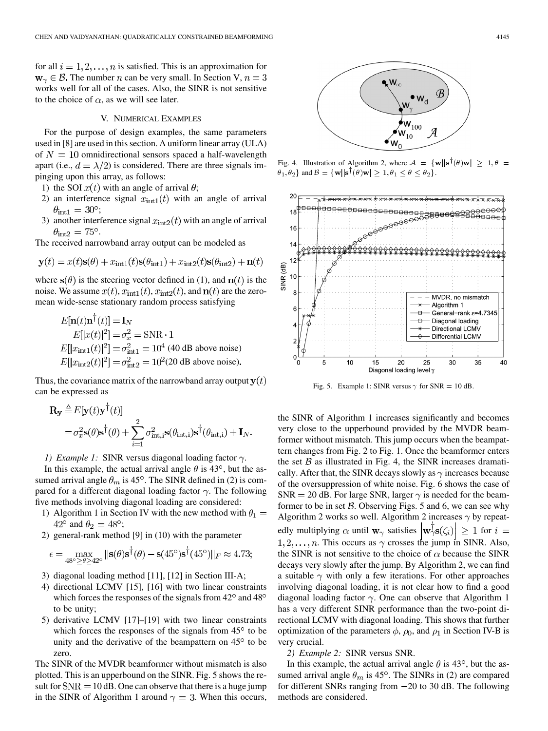for all $i = 1, 2, \ldots, n$ is satisfied. This is an approximation for $\mathbf{w}_\gamma \in \mathcal{B}$. The number $n$ can be very small. In Section V, $n = 3$ works well for all of the cases. Also, the SINR is not sensitive to the choice of $\alpha$, as we will see later.

## V. Numerical Examples

For the purpose of design examples, the same parameters used in [8] are used in this section. A uniform linear array (ULA) of $N = 10$ omnidirectional sensors spaced a half-wavelength apart (i.e., $d = \lambda/2$) is considered. There are three signals impinging upon this array, as follows:

1) the SOI $x(t)$ with an angle of arrival $\theta$;
2) an interference signal $x_{\text{int1}}(t)$ with an angle of arrival $\theta_{\text{int1}} = 30^\circ$;
3) another interference signal $x_{\text{int2}}(t)$ with an angle of arrival $\theta_{\text{int2}} = 75^\circ$.

The received narrowband array output can be modeled as

$$\mathbf{y}(t) = x(t)\mathbf{s}(\theta) + x_{\text{int1}}(t)\mathbf{s}(\theta_{\text{int1}}) + x_{\text{int2}}(t)\mathbf{s}(\theta_{\text{int2}}) + \mathbf{n}(t)$$

where $\mathbf{s}(\theta)$ is the steering vector defined in (1), and $\mathbf{n}(t)$ is the noise. We assume $x(t)$, $x_{\text{int1}}(t)$, $x_{\text{int2}}(t)$, and $\mathbf{n}(t)$ are the zero-mean wide-sense stationary random process satisfying

$$\begin{aligned}
E[\mathbf{n}(t)\mathbf{n}^\dagger(t)] &= \mathbf{I}_N \\
E[|x(t)|^2] &= \sigma_x^2 = \text{SNR} \cdot 1 \\
E[|x_{\text{int1}}(t)|^2] &= \sigma_{\text{int1}}^2 = 10^4 \text{ (40 dB above noise)} \\
E[|x_{\text{int2}}(t)|^2] &= \sigma_{\text{int2}}^2 = 10^2 \text{(20 dB above noise)}.
\end{aligned}$$

Thus, the covariance matrix of the narrowband array output $\mathbf{y}(t)$ can be expressed as

$$\begin{aligned}
\mathbf{R}_\mathbf{y} &\triangleq E[\mathbf{y}(t)\mathbf{y}^\dagger(t)] \\
&= \sigma_x^2 \mathbf{s}(\theta)\mathbf{s}^\dagger(\theta) + \sum_{i=1}^{2} \sigma_{\text{int,i}}^2 \mathbf{s}(\theta_{\text{int,i}})\mathbf{s}^\dagger(\theta_{\text{int,i}}) + \mathbf{I}_N.
\end{aligned}$$

*1) Example 1:* SINR versus diagonal loading factor $\gamma$.

In this example, the actual arrival angle $\theta$ is 43°, but the assumed arrival angle $\theta_m$ is 45°. The SINR defined in (2) is compared for a different diagonal loading factor $\gamma$. The following five methods involving diagonal loading are considered:

1) Algorithm 1 in Section IV with the new method with $\theta_1 = 42^\circ$ and $\theta_2 = 48^\circ$;
2) general-rank method [9] in (10) with the parameter

$$\epsilon = \max_{48^\circ \geq \theta \geq 42^\circ} \|\mathbf{s}(\theta)\mathbf{s}^\dagger(\theta) - \mathbf{s}(45^\circ)\mathbf{s}^\dagger(45^\circ)\|_F \approx 4.73;$$

3) diagonal loading method [11], [12] in Section III-A;
4) directional LCMV [15], [16] with two linear constraints which forces the responses of the signals from 42° and 48° to be unity;
5) derivative LCMV [17]–[19] with two linear constraints which forces the responses of the signals from 45° to be unity and the derivative of the beampattern on 45° to be zero.

The SINR of the MVDR beamformer without mismatch is also plotted. This is an upperbound on the SINR. Fig. 5 shows the result for $\text{SNR} = 10$ dB. One can observe that there is a huge jump in the SINR of Algorithm 1 around $\gamma = 3$. When this occurs, the SINR of Algorithm 1 increases significantly and becomes very close to the upperbound provided by the MVDR beamformer without mismatch. This jump occurs when the beampattern changes from Fig. 2 to Fig. 1. Once the beamformer enters the set $\mathcal{B}$ as illustrated in Fig. 4, the SINR increases dramatically. After that, the SINR decays slowly as $\gamma$ increases because of the oversuppression of white noise. Fig. 6 shows the case of $\text{SNR} = 20$ dB. For large SNR, larger $\gamma$ is needed for the beamformer to be in set $\mathcal{B}$. Observing Figs. 5 and 6, we can see why Algorithm 2 works so well. Algorithm 2 increases $\gamma$ by repeatedly multiplying $\alpha$ until $\mathbf{w}_\gamma$ satisfies $\left|\mathbf{w}_\gamma^\dagger \mathbf{s}(\zeta_i)\right| \geq 1$ for $i = 1, 2, \ldots, n$. This occurs as $\gamma$ crosses the jump in SINR. Also, the SINR is not sensitive to the choice of $\alpha$ because the SINR decays very slowly after the jump. By Algorithm 2, we can find a suitable $\gamma$ with only a few iterations. For other approaches involving diagonal loading, it is not clear how to find a good diagonal loading factor $\gamma$. One can observe that Algorithm 1 has a very different SINR performance than the two-point directional LCMV with diagonal loading. This shows that further optimization of the parameters $\phi$, $\rho_0$, and $\rho_1$ in Section IV-B is very crucial.

Fig. 4. Illustration of Algorithm 2, where $\mathcal{A} = \{\mathbf{w} | |\mathbf{s}^\dagger(\theta)\mathbf{w}| \geq 1, \theta = \theta_1, \theta_2\}$ and $\mathcal{B} = \{\mathbf{w} | |\mathbf{s}^\dagger(\theta)\mathbf{w}| \geq 1, \theta_1 \leq \theta \leq \theta_2\}$.

Fig. 5. Example 1: SINR versus $\gamma$ for $\text{SNR} = 10$ dB.

*2) Example 2:* SINR versus SNR.

In this example, the actual arrival angle $\theta$ is 43°, but the assumed arrival angle $\theta_m$ is 45°. The SINRs in (2) are compared for different SNRs ranging from $-20$ to 30 dB. The following methods are considered.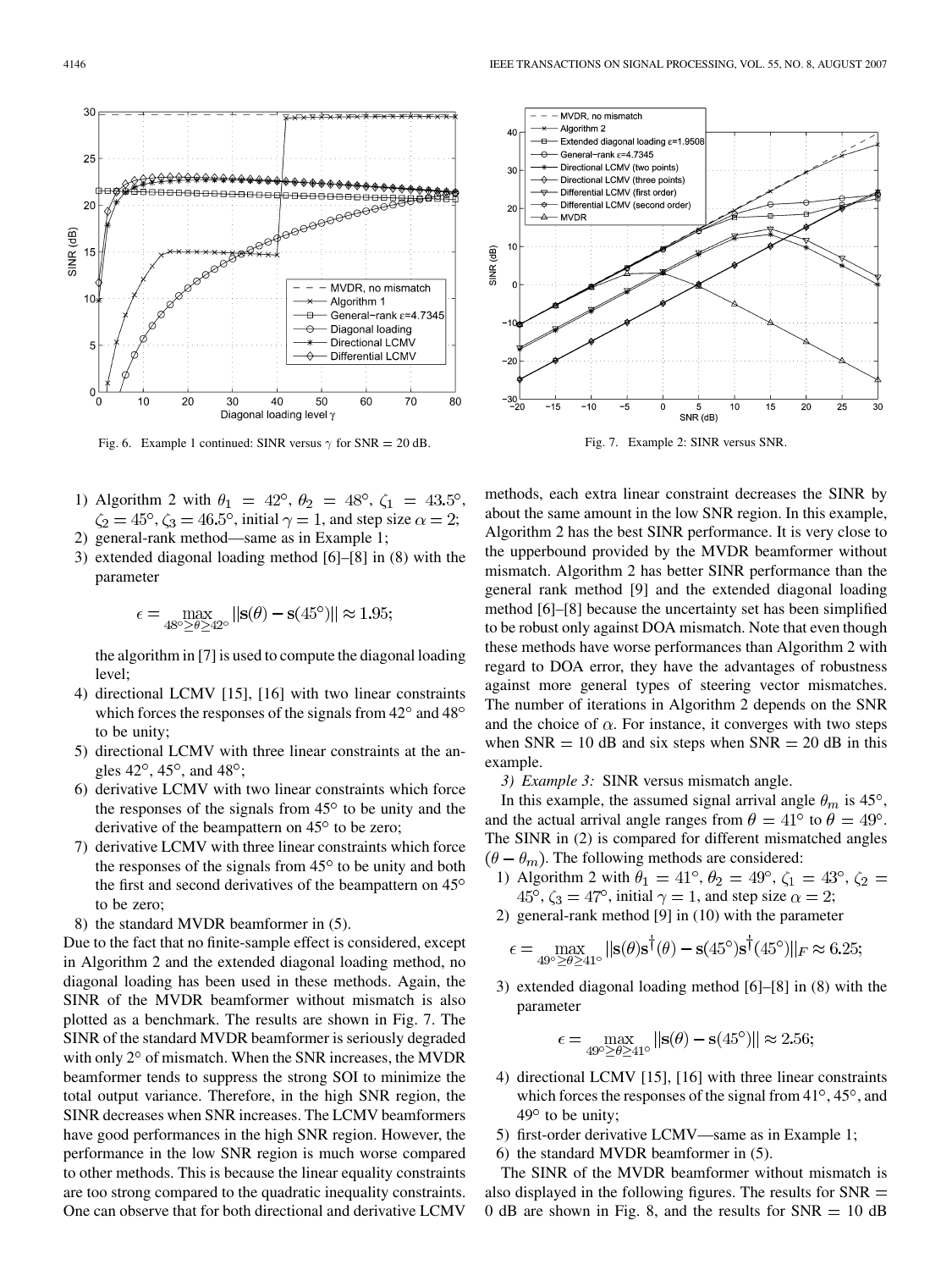Fig. 6. Example 1 continued: SINR versus $\gamma$ for SNR = 20 dB.

Fig. 7. Example 2: SINR versus SNR.

1) Algorithm 2 with $\theta_1 = 42°$, $\theta_2 = 48°$, $\zeta_1 = 43.5°$, $\zeta_2 = 45°$, $\zeta_3 = 46.5°$, initial $\gamma = 1$, and step size $\alpha = 2$;
2) general-rank method—same as in Example 1;
3) extended diagonal loading method [6]–[8] in (8) with the parameter

$$\epsilon = \max_{48° \geq \theta \geq 42°} \|\mathbf{s}(\theta) - \mathbf{s}(45°)\| \approx 1.95;$$

the algorithm in [7] is used to compute the diagonal loading level;
4) directional LCMV [15], [16] with two linear constraints which forces the responses of the signals from 42° and 48° to be unity;
5) directional LCMV with three linear constraints at the angles 42°, 45°, and 48°;
6) derivative LCMV with two linear constraints which force the responses of the signals from 45° to be unity and the derivative of the beampattern on 45° to be zero;
7) derivative LCMV with three linear constraints which force the responses of the signals from 45° to be unity and both the first and second derivatives of the beampattern on 45° to be zero;
8) the standard MVDR beamformer in (5).

Due to the fact that no finite-sample effect is considered, except in Algorithm 2 and the extended diagonal loading method, no diagonal loading has been used in these methods. Again, the SINR of the MVDR beamformer without mismatch is also plotted as a benchmark. The results are shown in Fig. 7. The SINR of the standard MVDR beamformer is seriously degraded with only 2° of mismatch. When the SNR increases, the MVDR beamformer tends to suppress the strong SOI to minimize the total output variance. Therefore, in the high SNR region, the SINR decreases when SNR increases. The LCMV beamformers have good performances in the high SNR region. However, the performance in the low SNR region is much worse compared to other methods. This is because the linear equality constraints are too strong compared to the quadratic inequality constraints. One can observe that for both directional and derivative LCMV methods, each extra linear constraint decreases the SINR by about the same amount in the low SNR region. In this example, Algorithm 2 has the best SINR performance. It is very close to the upperbound provided by the MVDR beamformer without mismatch. Algorithm 2 has better SINR performance than the general rank method [9] and the extended diagonal loading method [6]–[8] because the uncertainty set has been simplified to be robust only against DOA mismatch. Note that even though these methods have worse performances than Algorithm 2 with regard to DOA error, they have the advantages of robustness against more general types of steering vector mismatches. The number of iterations in Algorithm 2 depends on the SNR and the choice of $\alpha$. For instance, it converges with two steps when SNR = 10 dB and six steps when SNR = 20 dB in this example.

*3) Example 3:* SINR versus mismatch angle.

In this example, the assumed signal arrival angle $\theta_m$ is 45°, and the actual arrival angle ranges from $\theta = 41°$ to $\theta = 49°$. The SINR in (2) is compared for different mismatched angles $(\theta - \theta_m)$. The following methods are considered:

1) Algorithm 2 with $\theta_1 = 41°$, $\theta_2 = 49°$, $\zeta_1 = 43°$, $\zeta_2 = 45°$, $\zeta_3 = 47°$, initial $\gamma = 1$, and step size $\alpha = 2$;
2) general-rank method [9] in (10) with the parameter

$$\epsilon = \max_{49° \geq \theta \geq 41°} \|\mathbf{s}(\theta)\mathbf{s}^{\dagger}(\theta) - \mathbf{s}(45°)\mathbf{s}^{\dagger}(45°)\|_F \approx 6.25;$$

3) extended diagonal loading method [6]–[8] in (8) with the parameter

$$\epsilon = \max_{49° \geq \theta \geq 41°} \|\mathbf{s}(\theta) - \mathbf{s}(45°)\| \approx 2.56;$$

4) directional LCMV [15], [16] with three linear constraints which forces the responses of the signal from 41°, 45°, and 49° to be unity;
5) first-order derivative LCMV—same as in Example 1;
6) the standard MVDR beamformer in (5).

The SINR of the MVDR beamformer without mismatch is also displayed in the following figures. The results for SNR = 0 dB are shown in Fig. 8, and the results for SNR = 10 dB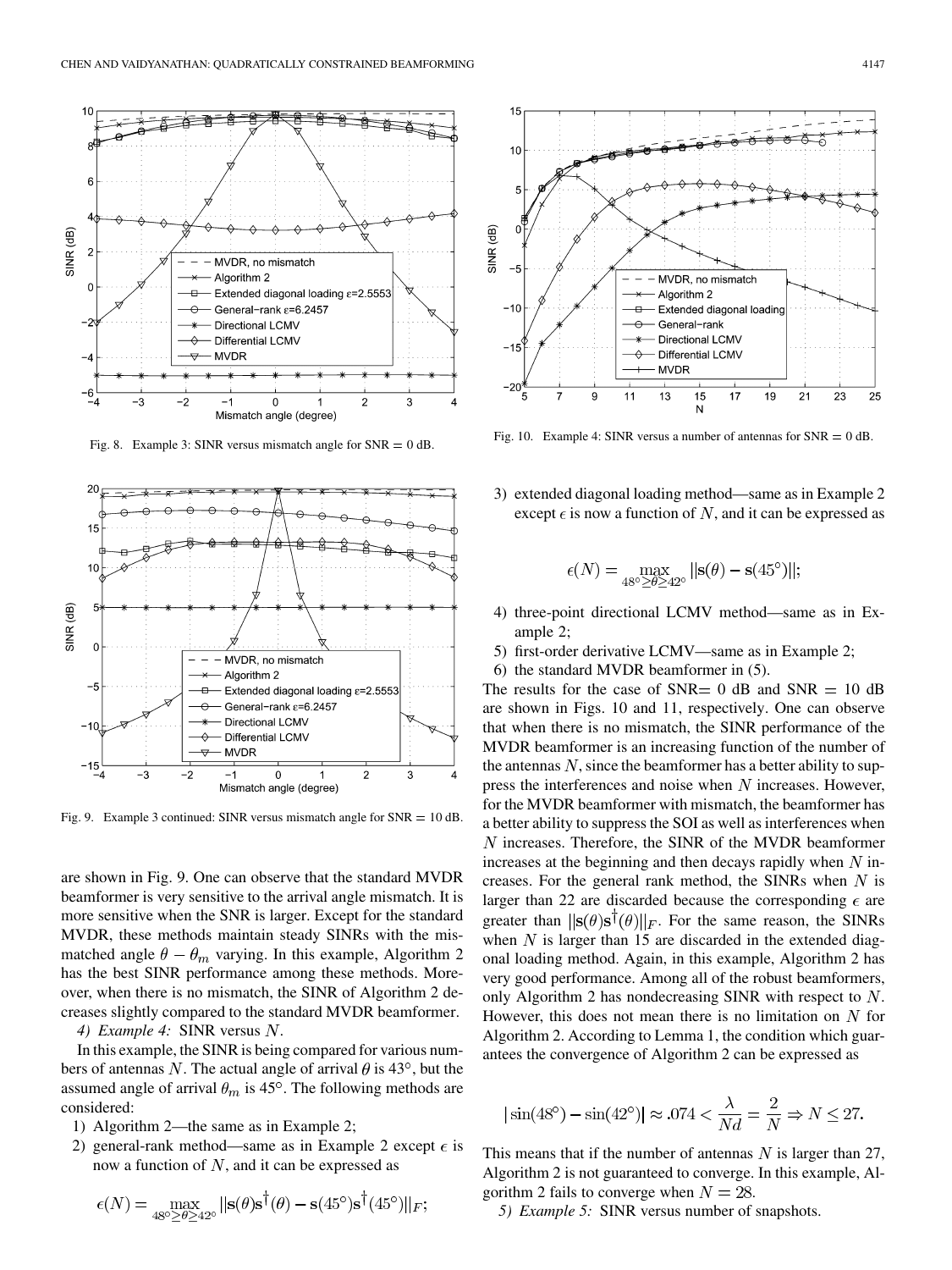Fig. 8. Example 3: SINR versus mismatch angle for SNR = 0 dB.

Fig. 9. Example 3 continued: SINR versus mismatch angle for SNR = 10 dB.

are shown in Fig. 9. One can observe that the standard MVDR beamformer is very sensitive to the arrival angle mismatch. It is more sensitive when the SNR is larger. Except for the standard MVDR, these methods maintain steady SINRs with the mismatched angle $\theta - \theta_m$ varying. In this example, Algorithm 2 has the best SINR performance among these methods. Moreover, when there is no mismatch, the SINR of Algorithm 2 decreases slightly compared to the standard MVDR beamformer.

*4) Example 4:* SINR versus $N$.

In this example, the SINR is being compared for various numbers of antennas $N$. The actual angle of arrival $\theta$ is 43°, but the assumed angle of arrival $\theta_m$ is 45°. The following methods are considered:

1) Algorithm 2—the same as in Example 2;
2) general-rank method—same as in Example 2 except $\epsilon$ is now a function of $N$, and it can be expressed as

$$\epsilon(N) = \max_{48^\circ \geq \theta \geq 42^\circ} \|\mathbf{s}(\theta)\mathbf{s}^\dagger(\theta) - \mathbf{s}(45^\circ)\mathbf{s}^\dagger(45^\circ)\|_F;$$

3) extended diagonal loading method—same as in Example 2 except $\epsilon$ is now a function of $N$, and it can be expressed as

$$\epsilon(N) = \max_{48^\circ \geq \theta \geq 42^\circ} \|\mathbf{s}(\theta) - \mathbf{s}(45^\circ)\|;$$

4) three-point directional LCMV method—same as in Example 2;
5) first-order derivative LCMV—same as in Example 2;
6) the standard MVDR beamformer in (5).

Fig. 10. Example 4: SINR versus a number of antennas for SNR = 0 dB.

The results for the case of SNR= 0 dB and SNR = 10 dB are shown in Figs. 10 and 11, respectively. One can observe that when there is no mismatch, the SINR performance of the MVDR beamformer is an increasing function of the number of the antennas $N$, since the beamformer has a better ability to suppress the interferences and noise when $N$ increases. However, for the MVDR beamformer with mismatch, the beamformer has a better ability to suppress the SOI as well as interferences when $N$ increases. Therefore, the SINR of the MVDR beamformer increases at the beginning and then decays rapidly when $N$ increases. For the general rank method, the SINRs when $N$ is larger than 22 are discarded because the corresponding $\epsilon$ are greater than $\|\mathbf{s}(\theta)\mathbf{s}^\dagger(\theta)\|_F$. For the same reason, the SINRs when $N$ is larger than 15 are discarded in the extended diagonal loading method. Again, in this example, Algorithm 2 has very good performance. Among all of the robust beamformers, only Algorithm 2 has nondecreasing SINR with respect to $N$. However, this does not mean there is no limitation on $N$ for Algorithm 2. According to Lemma 1, the condition which guarantees the convergence of Algorithm 2 can be expressed as

$$|\sin(48^\circ) - \sin(42^\circ)| \approx .074 < \frac{\lambda}{Nd} = \frac{2}{N} \Rightarrow N \leq 27.$$

This means that if the number of antennas $N$ is larger than 27, Algorithm 2 is not guaranteed to converge. In this example, Algorithm 2 fails to converge when $N = 28$.

*5) Example 5:* SINR versus number of snapshots.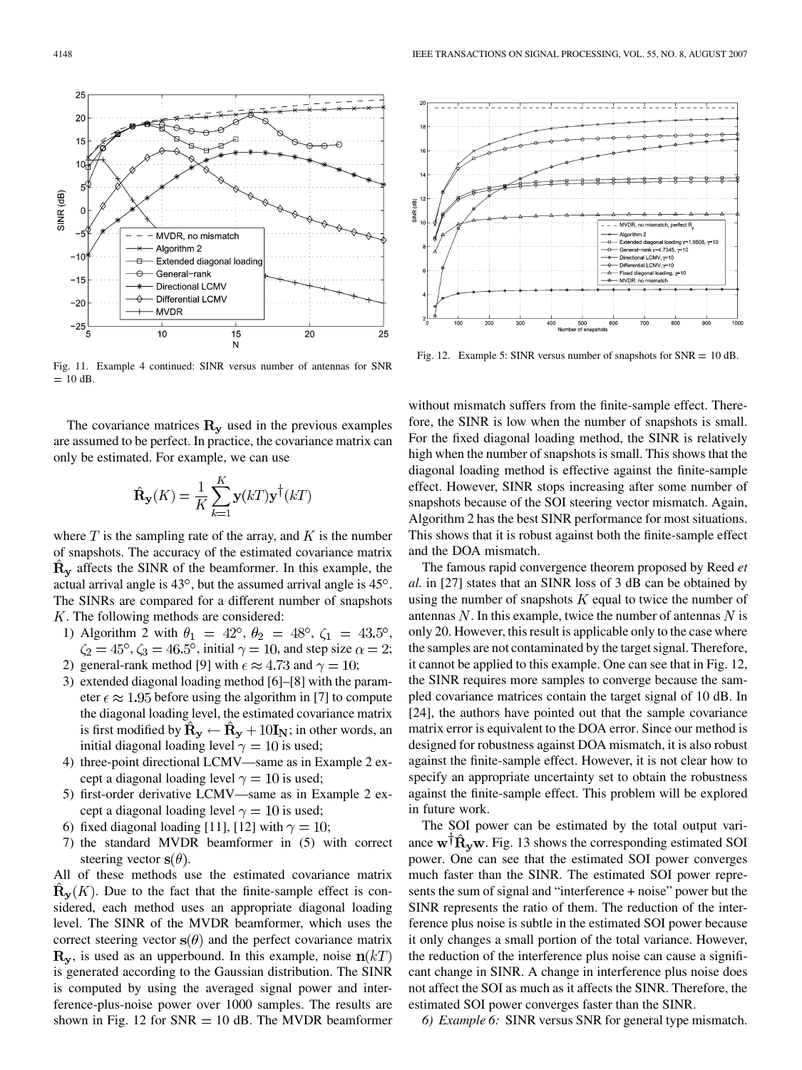Fig. 11. Example 4 continued: SINR versus number of antennas for SNR $= 10$ dB.

Fig. 12. Example 5: SINR versus number of snapshots for SNR $= 10$ dB.

The covariance matrices $\mathbf{R_y}$ used in the previous examples are assumed to be perfect. In practice, the covariance matrix can only be estimated. For example, we can use

$$\hat{\mathbf{R}}_{\mathbf{y}}(K) = \frac{1}{K}\sum_{k=1}^{K} \mathbf{y}(kT)\mathbf{y}^{\dagger}(kT)$$

where $T$ is the sampling rate of the array, and $K$ is the number of snapshots. The accuracy of the estimated covariance matrix $\hat{\mathbf{R}}_{\mathbf{y}}$ affects the SINR of the beamformer. In this example, the actual arrival angle is 43°, but the assumed arrival angle is 45°. The SINRs are compared for a different number of snapshots $K$. The following methods are considered:

1) Algorithm 2 with $\theta_1 = 42°$, $\theta_2 = 48°$, $\zeta_1 = 43.5°$, $\zeta_2 = 45°$, $\zeta_3 = 46.5°$, initial $\gamma = 10$, and step size $\alpha = 2$;
2) general-rank method [9] with $\epsilon \approx 4.73$ and $\gamma = 10$;
3) extended diagonal loading method [6]–[8] with the parameter $\epsilon \approx 1.95$ before using the algorithm in [7] to compute the diagonal loading level, the estimated covariance matrix is first modified by $\hat{\mathbf{R}}_{\mathbf{y}} \leftarrow \hat{\mathbf{R}}_{\mathbf{y}} + 10\mathbf{I_N}$; in other words, an initial diagonal loading level $\gamma = 10$ is used;
4) three-point directional LCMV—same as in Example 2 except a diagonal loading level $\gamma = 10$ is used;
5) first-order derivative LCMV—same as in Example 2 except a diagonal loading level $\gamma = 10$ is used;
6) fixed diagonal loading [11], [12] with $\gamma = 10$;
7) the standard MVDR beamformer in (5) with correct steering vector $\mathbf{s}(\theta)$.

All of these methods use the estimated covariance matrix $\hat{\mathbf{R}}_{\mathbf{y}}(K)$. Due to the fact that the finite-sample effect is considered, each method uses an appropriate diagonal loading level. The SINR of the MVDR beamformer, which uses the correct steering vector $\mathbf{s}(\theta)$ and the perfect covariance matrix $\mathbf{R_y}$, is used as an upperbound. In this example, noise $\mathbf{n}(kT)$ is generated according to the Gaussian distribution. The SINR is computed by using the averaged signal power and interference-plus-noise power over 1000 samples. The results are shown in Fig. 12 for SNR $= 10$ dB. The MVDR beamformer without mismatch suffers from the finite-sample effect. Therefore, the SINR is low when the number of snapshots is small. For the fixed diagonal loading method, the SINR is relatively high when the number of snapshots is small. This shows that the diagonal loading method is effective against the finite-sample effect. However, SINR stops increasing after some number of snapshots because of the SOI steering vector mismatch. Again, Algorithm 2 has the best SINR performance for most situations. This shows that it is robust against both the finite-sample effect and the DOA mismatch.

The famous rapid convergence theorem proposed by Reed *et al.* in [27] states that an SINR loss of 3 dB can be obtained by using the number of snapshots $K$ equal to twice the number of antennas $N$. In this example, twice the number of antennas $N$ is only 20. However, this result is applicable only to the case where the samples are not contaminated by the target signal. Therefore, it cannot be applied to this example. One can see that in Fig. 12, the SINR requires more samples to converge because the sampled covariance matrices contain the target signal of 10 dB. In [24], the authors have pointed out that the sample covariance matrix error is equivalent to the DOA error. Since our method is designed for robustness against DOA mismatch, it is also robust against the finite-sample effect. However, it is not clear how to specify an appropriate uncertainty set to obtain the robustness against the finite-sample effect. This problem will be explored in future work.

The SOI power can be estimated by the total output variance $\mathbf{w}^{\dagger}\hat{\mathbf{R}}_{\mathbf{y}}\mathbf{w}$. Fig. 13 shows the corresponding estimated SOI power. One can see that the estimated SOI power converges much faster than the SINR. The estimated SOI power represents the sum of signal and "interference + noise" power but the SINR represents the ratio of them. The reduction of the interference plus noise is subtle in the estimated SOI power because it only changes a small portion of the total variance. However, the reduction of the interference plus noise can cause a significant change in SINR. A change in interference plus noise does not affect the SOI as much as it affects the SINR. Therefore, the estimated SOI power converges faster than the SINR.

*6) Example 6:* SINR versus SNR for general type mismatch.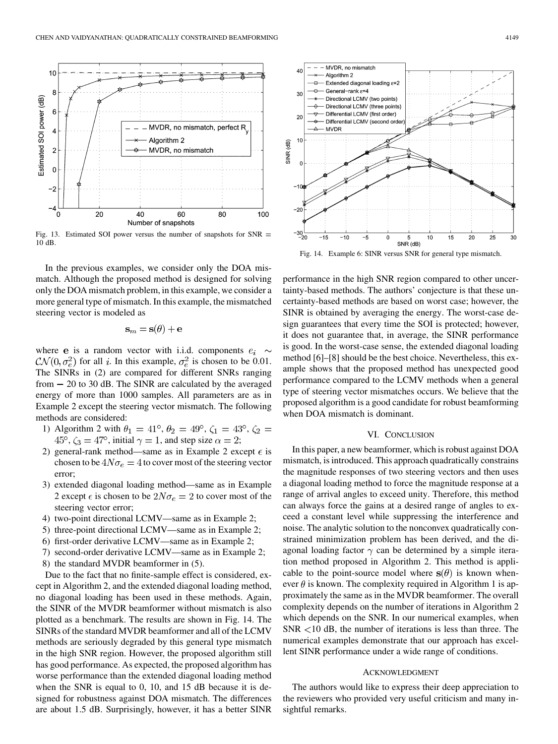Fig. 13. Estimated SOI power versus the number of snapshots for SNR = 10 dB.

Fig. 14. Example 6: SINR versus SNR for general type mismatch.

In the previous examples, we consider only the DOA mismatch. Although the proposed method is designed for solving only the DOA mismatch problem, in this example, we consider a more general type of mismatch. In this example, the mismatched steering vector is modeled as

$$\mathbf{s}_m = \mathbf{s}(\theta) + \mathbf{e}$$

where $\mathbf{e}$ is a random vector with i.i.d. components $e_i \sim \mathcal{CN}(0, \sigma_e^2)$ for all $i$. In this example, $\sigma_e^2$ is chosen to be 0.01. The SINRs in (2) are compared for different SNRs ranging from $-20$ to 30 dB. The SINR are calculated by the averaged energy of more than 1000 samples. All parameters are as in Example 2 except the steering vector mismatch. The following methods are considered:

1) Algorithm 2 with $\theta_1 = 41°$, $\theta_2 = 49°$, $\zeta_1 = 43°$, $\zeta_2 = 45°$, $\zeta_3 = 47°$, initial $\gamma = 1$, and step size $\alpha = 2$;
2) general-rank method—same as in Example 2 except $\epsilon$ is chosen to be $4N\sigma_e = 4$ to cover most of the steering vector error;
3) extended diagonal loading method—same as in Example 2 except $\epsilon$ is chosen to be $2N\sigma_e = 2$ to cover most of the steering vector error;
4) two-point directional LCMV—same as in Example 2;
5) three-point directional LCMV—same as in Example 2;
6) first-order derivative LCMV—same as in Example 2;
7) second-order derivative LCMV—same as in Example 2;
8) the standard MVDR beamformer in (5).

Due to the fact that no finite-sample effect is considered, except in Algorithm 2, and the extended diagonal loading method, no diagonal loading has been used in these methods. Again, the SINR of the MVDR beamformer without mismatch is also plotted as a benchmark. The results are shown in Fig. 14. The SINRs of the standard MVDR beamformer and all of the LCMV methods are seriously degraded by this general type mismatch in the high SNR region. However, the proposed algorithm still has good performance. As expected, the proposed algorithm has worse performance than the extended diagonal loading method when the SNR is equal to 0, 10, and 15 dB because it is designed for robustness against DOA mismatch. The differences are about 1.5 dB. Surprisingly, however, it has a better SINR performance in the high SNR region compared to other uncertainty-based methods. The authors' conjecture is that these uncertainty-based methods are based on worst case; however, the SINR is obtained by averaging the energy. The worst-case design guarantees that every time the SOI is protected; however, it does not guarantee that, in average, the SINR performance is good. In the worst-case sense, the extended diagonal loading method [6]–[8] should be the best choice. Nevertheless, this example shows that the proposed method has unexpected good performance compared to the LCMV methods when a general type of steering vector mismatches occurs. We believe that the proposed algorithm is a good candidate for robust beamforming when DOA mismatch is dominant.

## VI. Conclusion

In this paper, a new beamformer, which is robust against DOA mismatch, is introduced. This approach quadratically constrains the magnitude responses of two steering vectors and then uses a diagonal loading method to force the magnitude response at a range of arrival angles to exceed unity. Therefore, this method can always force the gains at a desired range of angles to exceed a constant level while suppressing the interference and noise. The analytic solution to the nonconvex quadratically constrained minimization problem has been derived, and the diagonal loading factor $\gamma$ can be determined by a simple iteration method proposed in Algorithm 2. This method is applicable to the point-source model where $\mathbf{s}(\theta)$ is known whenever $\theta$ is known. The complexity required in Algorithm 1 is approximately the same as in the MVDR beamformer. The overall complexity depends on the number of iterations in Algorithm 2 which depends on the SNR. In our numerical examples, when SNR $<$10 dB, the number of iterations is less than three. The numerical examples demonstrate that our approach has excellent SINR performance under a wide range of conditions.

## Acknowledgment

The authors would like to express their deep appreciation to the reviewers who provided very useful criticism and many insightful remarks.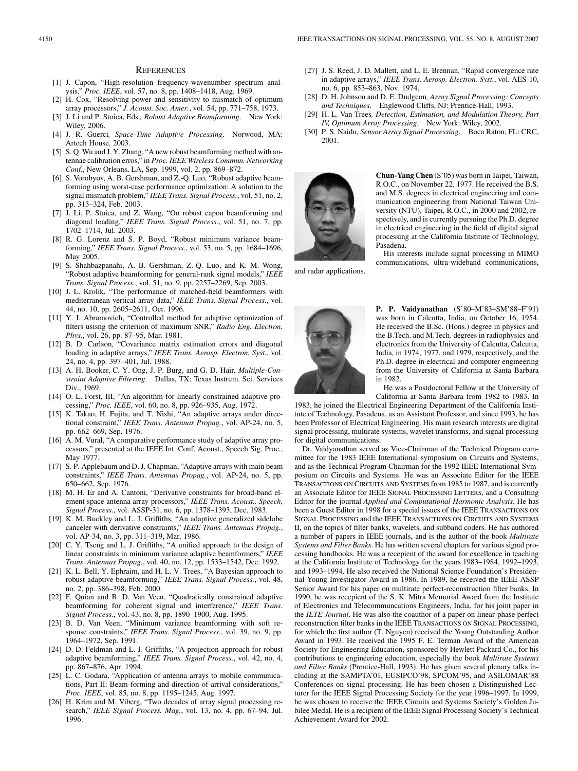## REFERENCES

[1] J. Capon, "High-resolution frequency-wavenumber spectrum analysis," *Proc. IEEE*, vol. 57, no. 8, pp. 1408–1418, Aug. 1969.

[2] H. Cox, "Resolving power and sensitivity to mismatch of optimum array processors," *J. Acoust. Soc. Amer.*, vol. 54, pp. 771–758, 1973.

[3] J. Li and P. Stoica, Eds., *Robust Adaptive Beamforming*. New York: Wiley, 2006.

[4] J. R. Guerci, *Space-Time Adaptive Processing*. Norwood, MA: Artech House, 2003.

[5] S. Q. Wu and J. Y. Zhang, "A new robust beamforming method with antennae calibration erros," in *Proc. IEEE Wireless Commun. Networking Conf.*, New Orleans, LA, Sep. 1999, vol. 2, pp. 869–872.

[6] S. Vorobyov, A. B. Gershman, and Z.-Q. Luo, "Robust adaptive beamforming using worst-case performance optimization: A solution to the signal mismatch problem," *IEEE Trans. Signal Process.*, vol. 51, no. 2, pp. 313–324, Feb. 2003.

[7] J. Li, P. Stoica, and Z. Wang, "On robust capon beamforming and diagonal loading," *IEEE Trans. Signal Process.*, vol. 51, no. 7, pp. 1702–1714, Jul. 2003.

[8] R. G. Lorenz and S. P. Boyd, "Robust minimum variance beamforming," *IEEE Trans. Signal Process.*, vol. 53, no. 5, pp. 1684–1696, May 2005.

[9] S. Shahbazpanahi, A. B. Gershman, Z.-Q. Luo, and K. M. Wong, "Robust adaptive beamforming for general-rank signal models," *IEEE Trans. Signal Process.*, vol. 51, no. 9, pp. 2257–2269, Sep. 2003.

[10] J. L. Krolik, "The performance of matched-field beamformers with mediterranean vertical array data," *IEEE Trans. Signal Process.*, vol. 44, no. 10, pp. 2605–2611, Oct. 1996.

[11] Y. I. Abramovich, "Controlled method for adaptive optimization of filters usisng the criteriion of maximum SNR," *Radio Eng. Electron. Phys.*, vol. 26, pp. 87–95, Mar. 1981.

[12] B. D. Carlson, "Covariance matrix estimation errors and diagonal loading in adaptive arrays," *IEEE Trans. Aerosp. Electron. Syst.*, vol. 24, no. 4, pp. 397–401, Jul. 1988.

[13] A. H. Booker, C. Y. Ong, J. P. Burg, and G. D. Hair, *Multiple-Constraint Adaptive Filtering*. Dallas, TX: Texas Instrum. Sci. Services Div., 1969.

[14] O. L. Forst, III, "An algorithm for linearly constrained adaptive processing," *Proc. IEEE*, vol. 60, no. 8, pp. 926–935, Aug. 1972.

[15] K. Takao, H. Fujita, and T. Nishi, "An adaptive arrays under directional constraint," *IEEE Trans. Antennas Propag.*, vol. AP-24, no. 5, pp. 662–669, Sep. 1976.

[16] A. M. Vural, "A comparative performance study of adaptive array processors," presented at the IEEE Int. Conf. Acoust., Speech Sig. Proc., May 1977.

[17] S. P. Applebaum and D. J. Chapman, "Adaptive arrays with main beam constraints," *IEEE Trans. Antennas Propag.*, vol. AP-24, no. 5, pp. 650–662, Sep. 1976.

[18] M. H. Er and A. Cantoni, "Derivative constraints for broad-band element space antenna array processors," *IEEE Trans. Acoust., Speech, Signal Process.*, vol. ASSP-31, no. 6, pp. 1378–1393, Dec. 1983.

[19] K. M. Buckley and L. J. Griffiths, "An adaptive generalized sidelobe canceler with derivative constraints," *IEEE Trans. Antennas Propag.*, vol. AP-34, no. 3, pp. 311–319, Mar. 1986.

[20] C. Y. Tseng and L. J. Griffiths, "A unified approach to the design of linear constraints in minimum variance adaptive beamformers," *IEEE Trans. Antennas Propag.*, vol. 40, no. 12, pp. 1533–1542, Dec. 1992.

[21] K. L. Bell, Y. Ephraim, and H. L. V. Trees, "A Bayesian approach to robust adaptive beamforming," *IEEE Trans. Signal Process.*, vol. 48, no. 2, pp. 386–398, Feb. 2000.

[22] F. Quian and B. D. Van Veen, "Quadratically constrained adaptive beamforming for coherent signal and interference," *IEEE Trans. Signal Process.*, vol. 43, no. 8, pp. 1890–1900, Aug. 1995.

[23] B. D. Van Veen, "Minimum variance beamforming with soft response constraints," *IEEE Trans. Signal Process.*, vol. 39, no. 9, pp. 1964–1972, Sep. 1991.

[24] D. D. Feldman and L. J. Griffiths, "A projection approach for robust adaptive beamforming," *IEEE Trans. Signal Process.*, vol. 42, no. 4, pp. 867–876, Apr. 1994.

[25] L. C. Godara, "Application of antenna arrays to mobile communications, Part II: Beam-forming and direction-of-arrival considerations," *Proc. IEEE*, vol. 85, no. 8, pp. 1195–1245, Aug. 1997.

[26] H. Krim and M. Viberg, "Two decades of array signal processing research," *IEEE Signal Process. Mag.*, vol. 13, no. 4, pp. 67–94, Jul. 1996.

[27] J. S. Reed, J. D. Mallett, and L. E. Brennan, "Rapid convergence rate in adaptive arrays," *IEEE Trans. Aerosp. Electron. Syst.*, vol. AES-10, no. 6, pp. 853–863, Nov. 1974.

[28] D. H. Johnson and D. E. Dudgeon, *Array Signal Processing: Concepts and Techniques*. Englewood Cliffs, NJ: Prentice-Hall, 1993.

[29] H. L. Van Trees, *Detection, Estimation, and Modulation Theory, Part IV, Optimum Array Processing*. New York: Wiley, 2002.

[30] P. S. Naidu, *Sensor Array Signal Processing*. Boca Raton, FL: CRC, 2001.

**Chun-Yang Chen** (S'05) was born in Taipei, Taiwan, R.O.C., on November 22, 1977. He received the B.S. and M.S. degrees in electrical engineering and communication engineering from National Taiwan University (NTU), Taipei, R.O.C., in 2000 and 2002, respectively, and is currently pursuing the Ph.D. degree in electrical engineering in the field of digital signal processing at the California Institute of Technology, Pasadena.

His interests include signal processing in MIMO communications, ultra-wideband communications, and radar applications.

**P. P. Vaidyanathan** (S'80–M'83–SM'88–F'91) was born in Calcutta, India, on October 16, 1954. He received the B.Sc. (Hons.) degree in physics and the B.Tech. and M.Tech. degrees in radiophysics and electronics from the University of Calcutta, Calcutta, India, in 1974, 1977, and 1979, respectively, and the Ph.D. degree in electrical and computer engineering from the University of California at Santa Barbara in 1982.

He was a Postdoctoral Fellow at the University of California at Santa Barbara from 1982 to 1983. In 1983, he joined the Electrical Engineering Department of the California Institute of Technology, Pasadena, as an Assistant Professor, and since 1993, he has been Professor of Electrical Engineering. His main research interests are digital signal processing, multirate systems, wavelet transforms, and signal processing for digital communications.

Dr. Vaidyanathan served as Vice-Chairman of the Technical Program committee for the 1983 IEEE International symposium on Circuits and Systems, and as the Technical Program Chairman for the 1992 IEEE International Symposium on Circuits and Systems. He was an Associate Editor for the IEEE TRANSACTIONS ON CIRCUITS AND SYSTEMS from 1985 to 1987, and is currently an Associate Editor for IEEE SIGNAL PROCESSING LETTERS, and a Consulting Editor for the journal *Applied and Computational Harmonic Analysis*. He has been a Guest Editor in 1998 for a special issues of the IEEE TRANSACTIONS ON SIGNAL PROCESSING and the IEEE TRANSACTIONS ON CIRCUITS AND SYSTEMS II, on the topics of filter banks, wavelets, and subband coders. He has authored a number of papers in IEEE journals, and is the author of the book *Multirate Systems and Filter Banks*. He has written several chapters for various signal processing handbooks. He was a recepient of the award for excellence in teaching at the California Institute of Technology for the years 1983–1984, 1992–1993, and 1993–1994. He also received the National Science Foundation's Presidential Young Investigator Award in 1986. In 1989, he received the IEEE ASSP Senior Award for his paper on multirate perfect-reconstruction filter banks. In 1990, he was recepient of the S. K. Mitra Memorial Award from the Institute of Electronics and Telecommuncations Engineers, India, for his joint paper in the *IETE Journal*. He was also the coauthor of a paper on linear-phase perfect reconstruction filter banks in the IEEE TRANSACTIONS ON SIGNAL PROCESSING, for which the first author (T. Nguyen) received the Young Outstanding Author Award in 1993. He received the 1995 F. E. Terman Award of the American Society for Engineering Education, sponsored by Hewlett Packard Co., for his contributions to engineering education, especially the book *Multirate Systems and Filter Banks* (Prentice-Hall, 1993). He has given several plenary talks including at the SAMPTA'01, EUSIPCO'98, SPCOM'95, and ASILOMAR'88 Conferences on signal processing. He has been chosen a Distinguished Lecturer for the IEEE Signal Processing Society for the year 1996–1997. In 1999, he was chosen to receive the IEEE Circuits and Systems Society's Golden Jubilee Medal. He is a recipient of the IEEE Signal Processing Society's Technical Achievement Award for 2002.